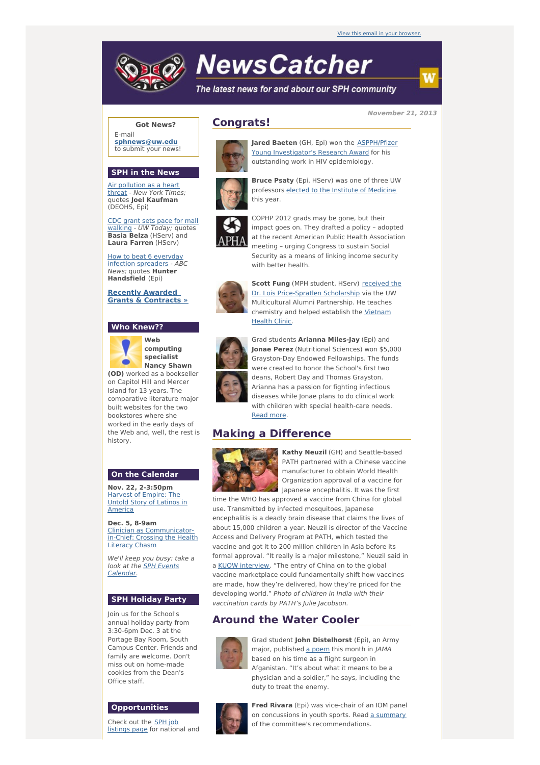View this email in your browser.

# NewsCatcher

*The latest news for and about our SPH community*

November 21, 2013

**Got News?**

E-mail **sphnews@uw.edu** to submit your news!

## SPH in the News

Air pollution as a heart threat - *New York Times;* quotes **Joel Kaufman** (DEOHS, Epi)

CDC grant sets pace for mall walking - *UW Today;* quotes **Basia Belza** (HServ) and **Laura Farren** (HServ)

How to beat 6 everyday infection spreaders - *ABC News;* quotes **Hunter Handsfield** (Epi)

**Recently Awarded Grants & Contracts »**

## Who Knew??

**Web computing specialist Nancy Shawn (OD)** worked as a bookseller on Capitol Hill and Mercer Island for 13 years. The comparative literature major built websites for the two bookstores where she worked in the early days of the Web and, well, the rest is history.

## On the Calendar

**Nov. 22, 2-3:50pm**
Harvest of Empire: The Untold Story of Latinos in America

**Dec. 5, 8-9am**
Clinician as Communicator-in-Chief: Crossing the Health Literacy Chasm

*We'll keep you busy: take a look at the SPH Events Calendar.*

## SPH Holiday Party

Join us for the School's annual holiday party from 3:30-6pm Dec. 3 at the Portage Bay Room, South Campus Center. Friends and family are welcome. Don't miss out on home-made cookies from the Dean's Office staff.

## Opportunities

Check out the SPH job listings page for national and

## Congrats!

**Jared Baeten** (GH, Epi) won the ASPPH/Pfizer Young Investigator's Research Award for his outstanding work in HIV epidemiology.

**Bruce Psaty** (Epi, HServ) was one of three UW professors elected to the Institute of Medicine this year.

COPHP 2012 grads may be gone, but their impact goes on. They drafted a policy – adopted at the recent American Public Health Association meeting – urging Congress to sustain Social Security as a means of linking income security with better health.

**Scott Fung** (MPH student, HServ) received the Dr. Lois Price-Spratlen Scholarship via the UW Multicultural Alumni Partnership. He teaches chemistry and helped establish the Vietnam Health Clinic.

Grad students **Arianna Miles-Jay** (Epi) and **Jonae Perez** (Nutritional Sciences) won $5,000 Grayston-Day Endowed Fellowships. The funds were created to honor the School's first two deans, Robert Day and Thomas Grayston. Arianna has a passion for fighting infectious diseases while Jonae plans to do clinical work with children with special health-care needs. Read more.

## Making a Difference

**Kathy Neuzil** (GH) and Seattle-based PATH partnered with a Chinese vaccine manufacturer to obtain World Health Organization approval of a vaccine for Japanese encephalitis. It was the first time the WHO has approved a vaccine from China for global use. Transmitted by infected mosquitoes, Japanese encephalitis is a deadly brain disease that claims the lives of about 15,000 children a year. Neuzil is director of the Vaccine Access and Delivery Program at PATH, which tested the vaccine and got it to 200 million children in Asia before its formal approval. "It really is a major milestone," Neuzil said in a KUOW interview. "The entry of China on to the global vaccine marketplace could fundamentally shift how vaccines are made, how they're delivered, how they're priced for the developing world." *Photo of children in India with their vaccination cards by PATH's Julie Jacobson.*

## Around the Water Cooler

Grad student **John Distelhorst** (Epi), an Army major, published a poem this month in *JAMA* based on his time as a flight surgeon in Afganistan. "It's about what it means to be a physician and a soldier," he says, including the duty to treat the enemy.

**Fred Rivara** (Epi) was vice-chair of an IOM panel on concussions in youth sports. Read a summary of the committee's recommendations.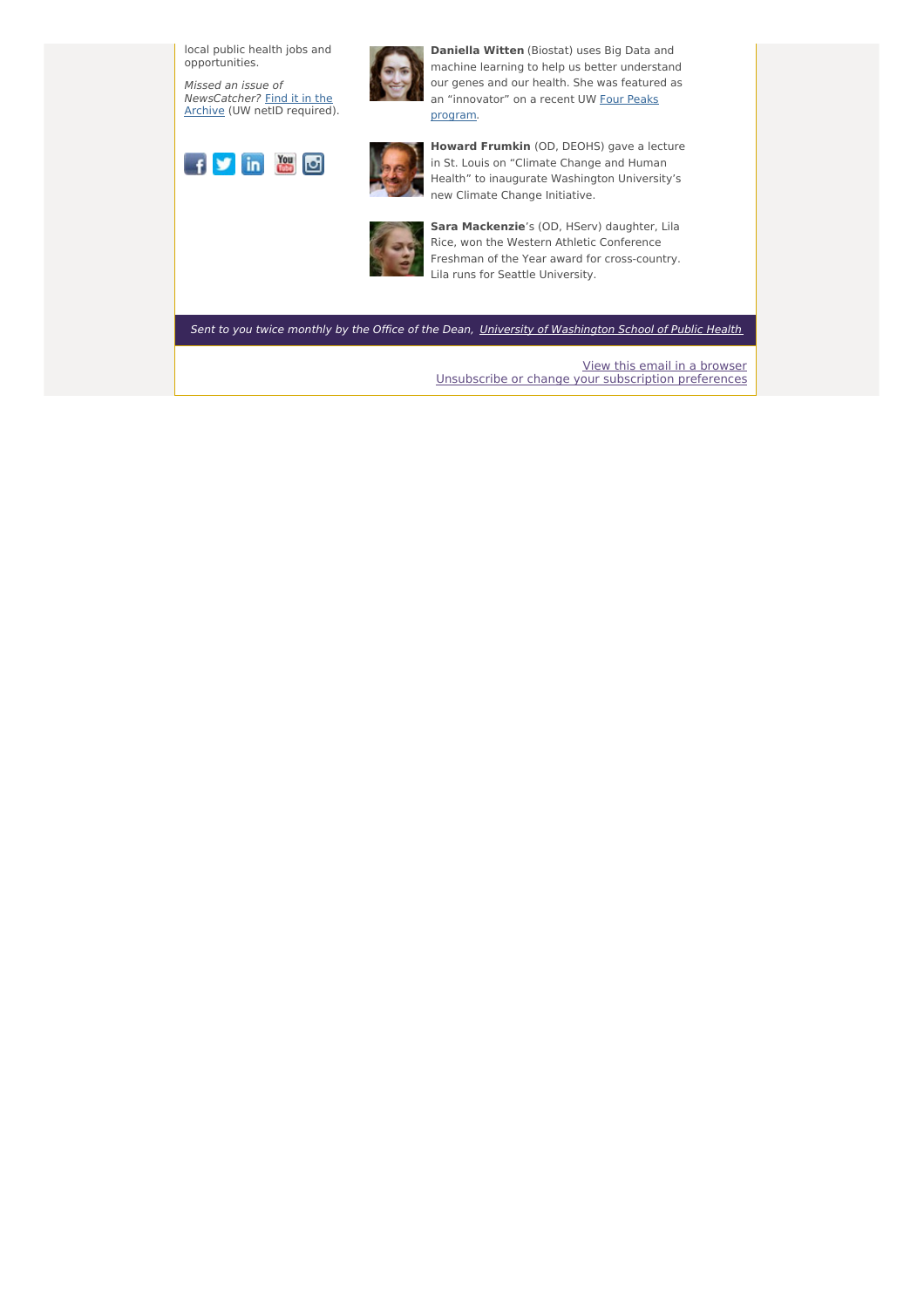local public health jobs and opportunities.

*Missed an issue of NewsCatcher?* [Find it in the Archive] (UW netID required).

**Daniella Witten** (Biostat) uses Big Data and machine learning to help us better understand our genes and our health. She was featured as an "innovator" on a recent UW [Four Peaks program].

**Howard Frumkin** (OD, DEOHS) gave a lecture in St. Louis on "Climate Change and Human Health" to inaugurate Washington University's new Climate Change Initiative.

**Sara Mackenzie**'s (OD, HServ) daughter, Lila Rice, won the Western Athletic Conference Freshman of the Year award for cross-country. Lila runs for Seattle University.

*Sent to you twice monthly by the Office of the Dean, University of Washington School of Public Health*

View this email in a browser
Unsubscribe or change your subscription preferences